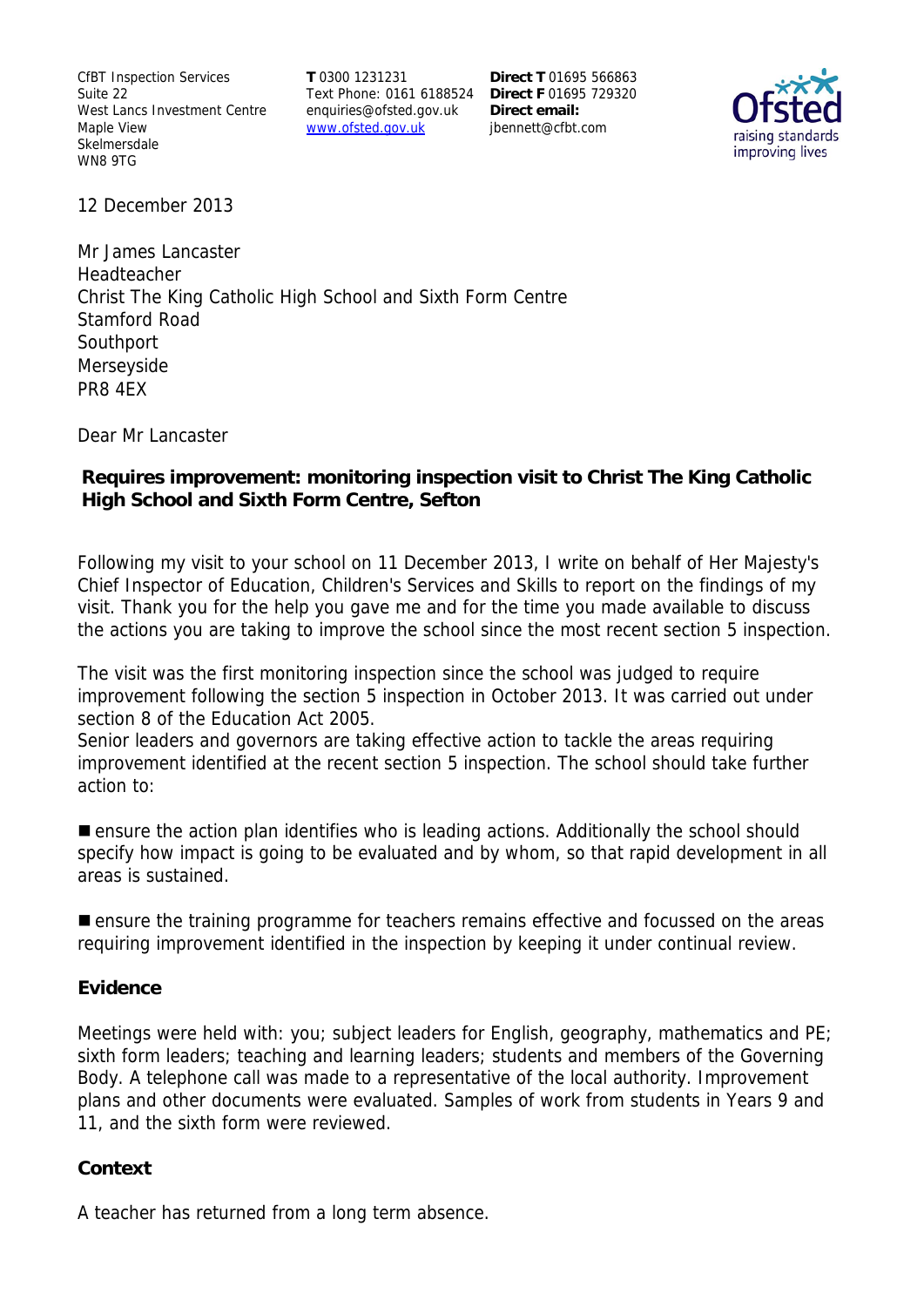CfBT Inspection Services
Suite 22
West Lancs Investment Centre
Maple View
Skelmersdale
WN8 9TG

**T** 0300 1231231
Text Phone: 0161 6188524
enquiries@ofsted.gov.uk
www.ofsted.gov.uk

**Direct T** 01695 566863
**Direct F** 01695 729320
**Direct email:**
jbennett@cfbt.com

Ofsted
raising standards
improving lives

12 December 2013

Mr James Lancaster
Headteacher
Christ The King Catholic High School and Sixth Form Centre
Stamford Road
Southport
Merseyside
PR8 4EX

Dear Mr Lancaster

**Requires improvement: monitoring inspection visit to Christ The King Catholic High School and Sixth Form Centre, Sefton**

Following my visit to your school on 11 December 2013, I write on behalf of Her Majesty's Chief Inspector of Education, Children's Services and Skills to report on the findings of my visit. Thank you for the help you gave me and for the time you made available to discuss the actions you are taking to improve the school since the most recent section 5 inspection.

The visit was the first monitoring inspection since the school was judged to require improvement following the section 5 inspection in October 2013. It was carried out under section 8 of the Education Act 2005.
Senior leaders and governors are taking effective action to tackle the areas requiring improvement identified at the recent section 5 inspection. The school should take further action to:

- ensure the action plan identifies who is leading actions. Additionally the school should specify how impact is going to be evaluated and by whom, so that rapid development in all areas is sustained.

- ensure the training programme for teachers remains effective and focussed on the areas requiring improvement identified in the inspection by keeping it under continual review.

### Evidence

Meetings were held with: you; subject leaders for English, geography, mathematics and PE; sixth form leaders; teaching and learning leaders; students and members of the Governing Body. A telephone call was made to a representative of the local authority. Improvement plans and other documents were evaluated. Samples of work from students in Years 9 and 11, and the sixth form were reviewed.

### Context

A teacher has returned from a long term absence.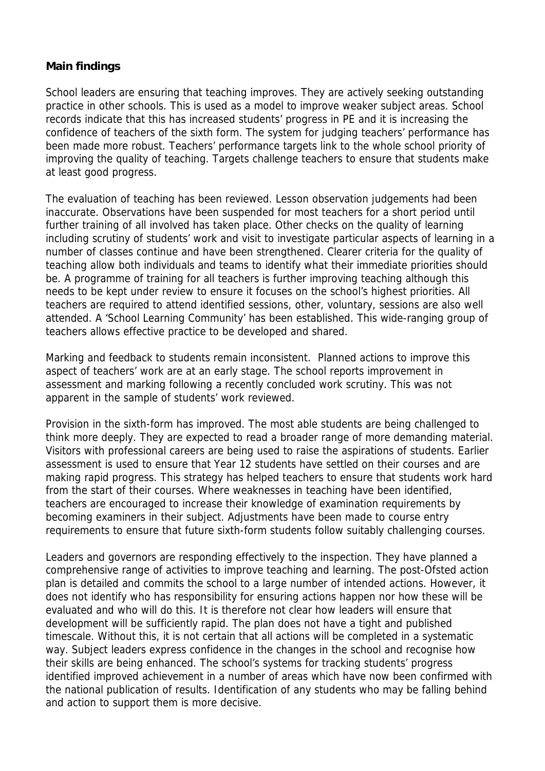## Main findings

School leaders are ensuring that teaching improves. They are actively seeking outstanding practice in other schools. This is used as a model to improve weaker subject areas. School records indicate that this has increased students' progress in PE and it is increasing the confidence of teachers of the sixth form. The system for judging teachers' performance has been made more robust. Teachers' performance targets link to the whole school priority of improving the quality of teaching. Targets challenge teachers to ensure that students make at least good progress.

The evaluation of teaching has been reviewed. Lesson observation judgements had been inaccurate. Observations have been suspended for most teachers for a short period until further training of all involved has taken place. Other checks on the quality of learning including scrutiny of students' work and visit to investigate particular aspects of learning in a number of classes continue and have been strengthened. Clearer criteria for the quality of teaching allow both individuals and teams to identify what their immediate priorities should be. A programme of training for all teachers is further improving teaching although this needs to be kept under review to ensure it focuses on the school's highest priorities. All teachers are required to attend identified sessions, other, voluntary, sessions are also well attended. A 'School Learning Community' has been established. This wide-ranging group of teachers allows effective practice to be developed and shared.

Marking and feedback to students remain inconsistent. Planned actions to improve this aspect of teachers' work are at an early stage. The school reports improvement in assessment and marking following a recently concluded work scrutiny. This was not apparent in the sample of students' work reviewed.

Provision in the sixth-form has improved. The most able students are being challenged to think more deeply. They are expected to read a broader range of more demanding material. Visitors with professional careers are being used to raise the aspirations of students. Earlier assessment is used to ensure that Year 12 students have settled on their courses and are making rapid progress. This strategy has helped teachers to ensure that students work hard from the start of their courses. Where weaknesses in teaching have been identified, teachers are encouraged to increase their knowledge of examination requirements by becoming examiners in their subject. Adjustments have been made to course entry requirements to ensure that future sixth-form students follow suitably challenging courses.

Leaders and governors are responding effectively to the inspection. They have planned a comprehensive range of activities to improve teaching and learning. The post-Ofsted action plan is detailed and commits the school to a large number of intended actions. However, it does not identify who has responsibility for ensuring actions happen nor how these will be evaluated and who will do this. It is therefore not clear how leaders will ensure that development will be sufficiently rapid. The plan does not have a tight and published timescale. Without this, it is not certain that all actions will be completed in a systematic way. Subject leaders express confidence in the changes in the school and recognise how their skills are being enhanced. The school's systems for tracking students' progress identified improved achievement in a number of areas which have now been confirmed with the national publication of results. Identification of any students who may be falling behind and action to support them is more decisive.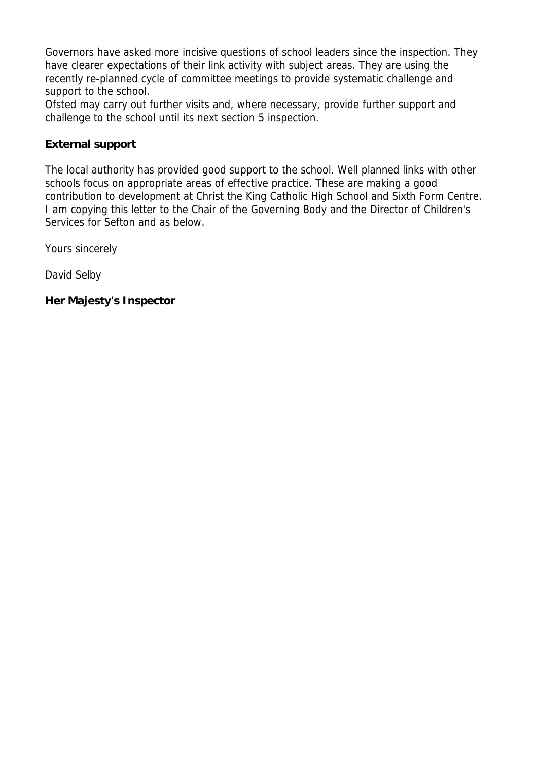Governors have asked more incisive questions of school leaders since the inspection. They have clearer expectations of their link activity with subject areas. They are using the recently re-planned cycle of committee meetings to provide systematic challenge and support to the school.

Ofsted may carry out further visits and, where necessary, provide further support and challenge to the school until its next section 5 inspection.

**External support**

The local authority has provided good support to the school. Well planned links with other schools focus on appropriate areas of effective practice. These are making a good contribution to development at Christ the King Catholic High School and Sixth Form Centre. I am copying this letter to the Chair of the Governing Body and the Director of Children's Services for Sefton and as below.

Yours sincerely

David Selby

**Her Majesty's Inspector**